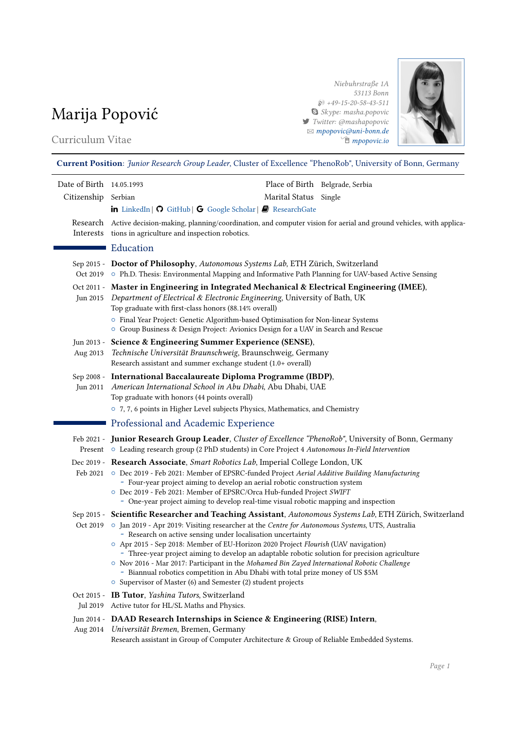# Marija Popović

Curriculum Vitae

Niebuhrstraße 1A
53113 Bonn
+49-15-20-58-43-511
Skype: masha.popovic
Twitter: @mashapopovic
mpopovic@uni-bonn.de
mpopovic.io

**Current Position**: *Junior Research Group Leader*, Cluster of Excellence “PhenoRob", University of Bonn, Germany

| | | | |
|---|---|---|---|
| Date of Birth | 14.05.1993 | Place of Birth | Belgrade, Serbia |
| Citizenship | Serbian | Marital Status | Single |

LinkedIn | GitHub | Google Scholar | ResearchGate

**Research Interests**: Active decision-making, planning/coordination, and computer vision for aerial and ground vehicles, with applications in agriculture and inspection robotics.

## Education

**Sep 2015 - Oct 2019**
**Doctor of Philosophy**, *Autonomous Systems Lab*, ETH Zürich, Switzerland
- Ph.D. Thesis: Environmental Mapping and Informative Path Planning for UAV-based Active Sensing

**Oct 2011 - Jun 2015**
**Master in Engineering in Integrated Mechanical & Electrical Engineering (IMEE)**, *Department of Electrical & Electronic Engineering*, University of Bath, UK
Top graduate with first-class honors (88.14% overall)
- Final Year Project: Genetic Algorithm-based Optimisation for Non-linear Systems
- Group Business & Design Project: Avionics Design for a UAV in Search and Rescue

**Jun 2013 - Aug 2013**
**Science & Engineering Summer Experience (SENSE)**, *Technische Universität Braunschweig*, Braunschweig, Germany
Research assistant and summer exchange student (1.0+ overall)

**Sep 2008 - Jun 2011**
**International Baccalaureate Diploma Programme (IBDP)**, *American International School in Abu Dhabi*, Abu Dhabi, UAE
Top graduate with honors (44 points overall)
- 7, 7, 6 points in Higher Level subjects Physics, Mathematics, and Chemistry

## Professional and Academic Experience

**Feb 2021 - Present**
**Junior Research Group Leader**, *Cluster of Excellence “PhenoRob"*, University of Bonn, Germany
- Leading research group (2 PhD students) in Core Project 4 *Autonomous In-Field Intervention*

**Dec 2019 - Feb 2021**
**Research Associate**, *Smart Robotics Lab*, Imperial College London, UK
- Dec 2019 - Feb 2021: Member of EPSRC-funded Project *Aerial Additive Building Manufacturing*
  - Four-year project aiming to develop an aerial robotic construction system
- Dec 2019 - Feb 2021: Member of EPSRC/Orca Hub-funded Project *SWIFT*
  - One-year project aiming to develop real-time visual robotic mapping and inspection

**Sep 2015 - Oct 2019**
**Scientific Researcher and Teaching Assistant**, *Autonomous Systems Lab*, ETH Zürich, Switzerland
- Jan 2019 - Apr 2019: Visiting researcher at the *Centre for Autonomous Systems*, UTS, Australia
  - Research on active sensing under localisation uncertainty
- Apr 2015 - Sep 2018: Member of EU-Horizon 2020 Project *Flourish* (UAV navigation)
  - Three-year project aiming to develop an adaptable robotic solution for precision agriculture
- Nov 2016 - Mar 2017: Participant in the *Mohamed Bin Zayed International Robotic Challenge*
  - Biannual robotics competition in Abu Dhabi with total prize money of US $5M
- Supervisor of Master (6) and Semester (2) student projects

**Oct 2015 - Jul 2019**
**IB Tutor**, *Yashina Tutors*, Switzerland
Active tutor for HL/SL Maths and Physics.

**Jun 2014 - Aug 2014**
**DAAD Research Internships in Science & Engineering (RISE) Intern**, *Universität Bremen*, Bremen, Germany
Research assistant in Group of Computer Architecture & Group of Reliable Embedded Systems.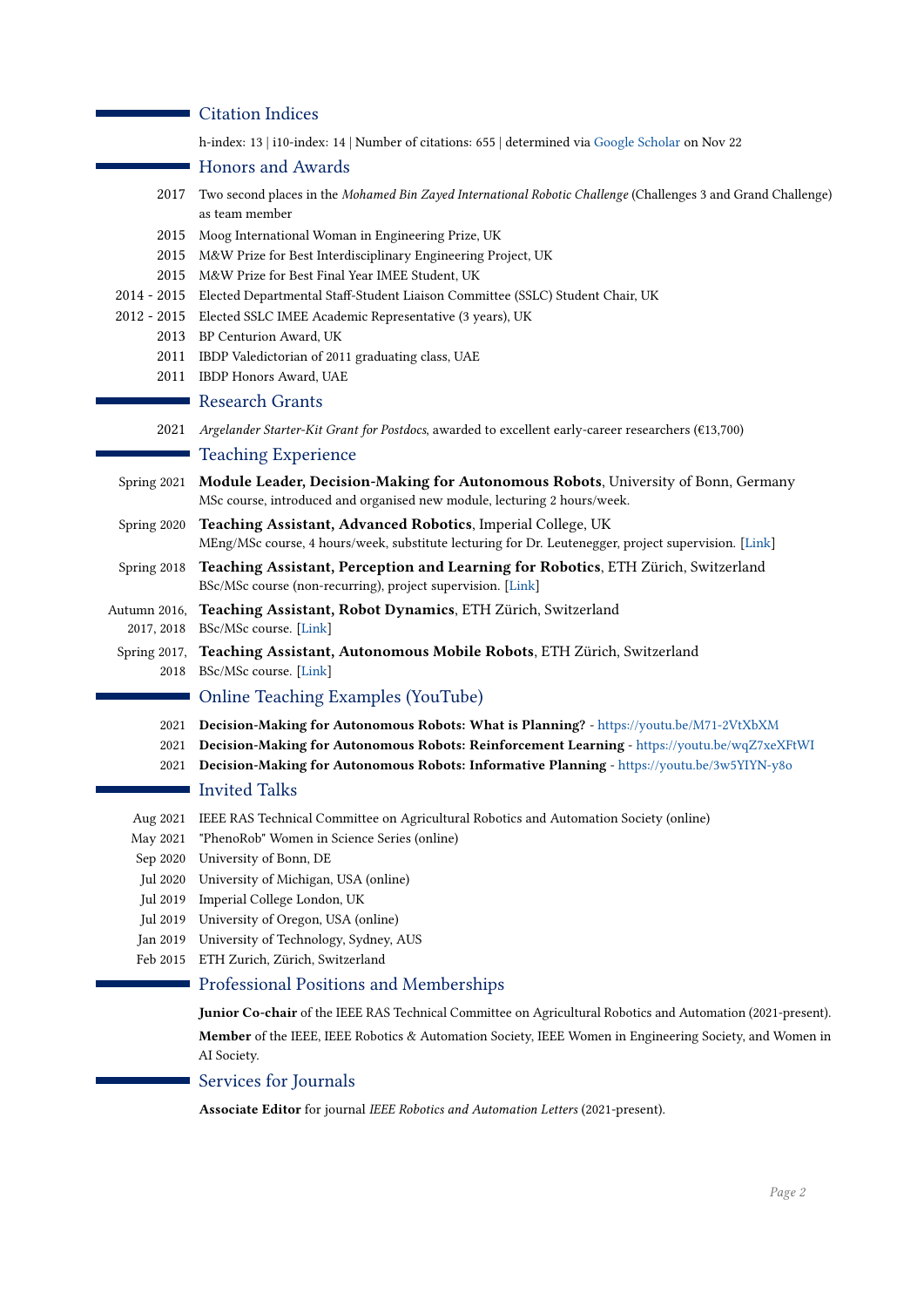## Citation Indices

h-index: 13 | i10-index: 14 | Number of citations: 655 | determined via Google Scholar on Nov 22

## Honors and Awards

- 2017 Two second places in the *Mohamed Bin Zayed International Robotic Challenge* (Challenges 3 and Grand Challenge) as team member
- 2015 Moog International Woman in Engineering Prize, UK
- 2015 M&W Prize for Best Interdisciplinary Engineering Project, UK
- 2015 M&W Prize for Best Final Year IMEE Student, UK
- 2014 - 2015 Elected Departmental Staff-Student Liaison Committee (SSLC) Student Chair, UK
- 2012 - 2015 Elected SSLC IMEE Academic Representative (3 years), UK
- 2013 BP Centurion Award, UK
- 2011 IBDP Valedictorian of 2011 graduating class, UAE
- 2011 IBDP Honors Award, UAE

## Research Grants

- 2021 *Argelander Starter-Kit Grant for Postdocs*, awarded to excellent early-career researchers (€13,700)

## Teaching Experience

- Spring 2021 **Module Leader, Decision-Making for Autonomous Robots**, University of Bonn, Germany
  MSc course, introduced and organised new module, lecturing 2 hours/week.
- Spring 2020 **Teaching Assistant, Advanced Robotics**, Imperial College, UK
  MEng/MSc course, 4 hours/week, substitute lecturing for Dr. Leutenegger, project supervision. [Link]
- Spring 2018 **Teaching Assistant, Perception and Learning for Robotics**, ETH Zürich, Switzerland
  BSc/MSc course (non-recurring), project supervision. [Link]
- Autumn 2016, 2017, 2018 **Teaching Assistant, Robot Dynamics**, ETH Zürich, Switzerland
  BSc/MSc course. [Link]
- Spring 2017, 2018 **Teaching Assistant, Autonomous Mobile Robots**, ETH Zürich, Switzerland
  BSc/MSc course. [Link]

## Online Teaching Examples (YouTube)

- 2021 **Decision-Making for Autonomous Robots: What is Planning?** - https://youtu.be/M71-2VtXbXM
- 2021 **Decision-Making for Autonomous Robots: Reinforcement Learning** - https://youtu.be/wqZ7xeXFtWI
- 2021 **Decision-Making for Autonomous Robots: Informative Planning** - https://youtu.be/3w5YIYN-y8o

## Invited Talks

- Aug 2021 IEEE RAS Technical Committee on Agricultural Robotics and Automation Society (online)
- May 2021 "PhenoRob" Women in Science Series (online)
- Sep 2020 University of Bonn, DE
- Jul 2020 University of Michigan, USA (online)
- Jul 2019 Imperial College London, UK
- Jul 2019 University of Oregon, USA (online)
- Jan 2019 University of Technology, Sydney, AUS
- Feb 2015 ETH Zurich, Zürich, Switzerland

## Professional Positions and Memberships

**Junior Co-chair** of the IEEE RAS Technical Committee on Agricultural Robotics and Automation (2021-present).

**Member** of the IEEE, IEEE Robotics & Automation Society, IEEE Women in Engineering Society, and Women in AI Society.

## Services for Journals

**Associate Editor** for journal *IEEE Robotics and Automation Letters* (2021-present).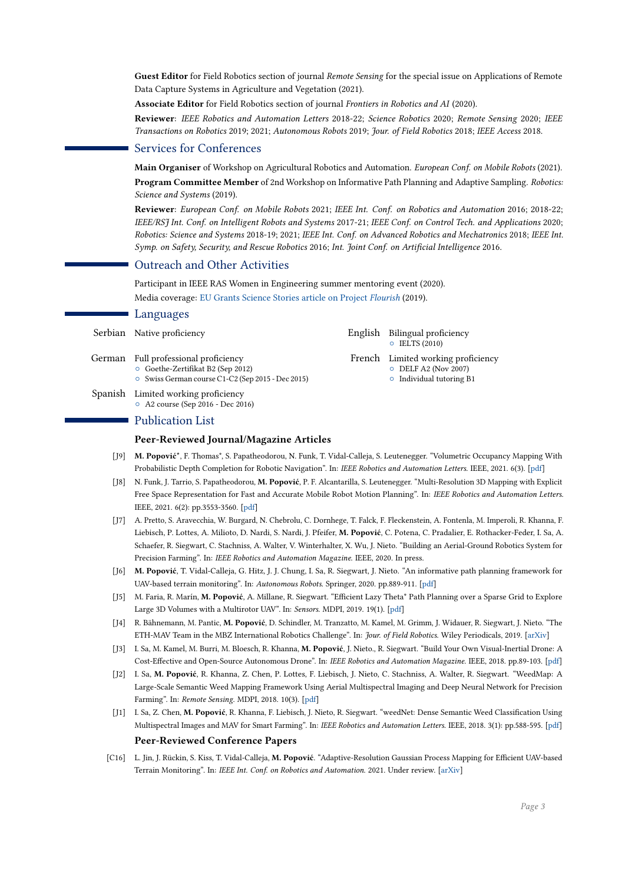**Guest Editor** for Field Robotics section of journal *Remote Sensing* for the special issue on Applications of Remote Data Capture Systems in Agriculture and Vegetation (2021).

**Associate Editor** for Field Robotics section of journal *Frontiers in Robotics and AI* (2020).

**Reviewer**: *IEEE Robotics and Automation Letters* 2018-22; *Science Robotics* 2020; *Remote Sensing* 2020; *IEEE Transactions on Robotics* 2019; 2021; *Autonomous Robots* 2019; *Jour. of Field Robotics* 2018; *IEEE Access* 2018.

## Services for Conferences

**Main Organiser** of Workshop on Agricultural Robotics and Automation. *European Conf. on Mobile Robots* (2021).

**Program Committee Member** of 2nd Workshop on Informative Path Planning and Adaptive Sampling. *Robotics: Science and Systems* (2019).

**Reviewer**: *European Conf. on Mobile Robots* 2021; *IEEE Int. Conf. on Robotics and Automation* 2016; 2018-22; *IEEE/RSJ Int. Conf. on Intelligent Robots and Systems* 2017-21; *IEEE Conf. on Control Tech. and Applications* 2020; *Robotics: Science and Systems* 2018-19; 2021; *IEEE Int. Conf. on Advanced Robotics and Mechatronics* 2018; *IEEE Int. Symp. on Safety, Security, and Rescue Robotics* 2016; *Int. Joint Conf. on Artificial Intelligence* 2016.

## Outreach and Other Activities

Participant in IEEE RAS Women in Engineering summer mentoring event (2020).

Media coverage: EU Grants Science Stories article on Project *Flourish* (2019).

## Languages

**Serbian** Native proficiency

**English** Bilingual proficiency
- IELTS (2010)

**German** Full professional proficiency
- Goethe-Zertifikat B2 (Sep 2012)
- Swiss German course C1-C2 (Sep 2015 - Dec 2015)

**French** Limited working proficiency
- DELF A2 (Nov 2007)
- Individual tutoring B1

**Spanish** Limited working proficiency
- A2 course (Sep 2016 - Dec 2016)

## Publication List

### Peer-Reviewed Journal/Magazine Articles

[J9] **M. Popović***, F. Thomas*, S. Papatheodorou, N. Funk, T. Vidal-Calleja, S. Leutenegger. "Volumetric Occupancy Mapping With Probabilistic Depth Completion for Robotic Navigation". In: *IEEE Robotics and Automation Letters.* IEEE, 2021. 6(3). [pdf]

[J8] N. Funk, J. Tarrio, S. Papatheodorou, **M. Popović**, P. F. Alcantarilla, S. Leutenegger. "Multi-Resolution 3D Mapping with Explicit Free Space Representation for Fast and Accurate Mobile Robot Motion Planning". In: *IEEE Robotics and Automation Letters.* IEEE, 2021. 6(2): pp.3553-3560. [pdf]

[J7] A. Pretto, S. Aravecchia, W. Burgard, N. Chebrolu, C. Dornhege, T. Falck, F. Fleckenstein, A. Fontenla, M. Imperoli, R. Khanna, F. Liebisch, P. Lottes, A. Milioto, D. Nardi, S. Nardi, J. Pfeifer, **M. Popović**, C. Potena, C. Pradalier, E. Rothacker-Feder, I. Sa, A. Schaefer, R. Siegwart, C. Stachniss, A. Walter, V. Winterhalter, X. Wu, J. Nieto. "Building an Aerial-Ground Robotics System for Precision Farming". In: *IEEE Robotics and Automation Magazine.* IEEE, 2020. In press.

[J6] **M. Popović**, T. Vidal-Calleja, G. Hitz, J. J. Chung, I. Sa, R. Siegwart, J. Nieto. "An informative path planning framework for UAV-based terrain monitoring". In: *Autonomous Robots.* Springer, 2020. pp.889-911. [pdf]

[J5] M. Faria, R. Marín, **M. Popović**, A. Millane, R. Siegwart. "Efficient Lazy Theta* Path Planning over a Sparse Grid to Explore Large 3D Volumes with a Multirotor UAV". In: *Sensors.* MDPI, 2019. 19(1). [pdf]

[J4] R. Bähnemann, M. Pantic, **M. Popović**, D. Schindler, M. Tranzatto, M. Kamel, M. Grimm, J. Widauer, R. Siegwart, J. Nieto. "The ETH-MAV Team in the MBZ International Robotics Challenge". In: *Jour. of Field Robotics.* Wiley Periodicals, 2019. [arXiv]

[J3] I. Sa, M. Kamel, M. Burri, M. Bloesch, R. Khanna, **M. Popović**, J. Nieto., R. Siegwart. "Build Your Own Visual-Inertial Drone: A Cost-Effective and Open-Source Autonomous Drone". In: *IEEE Robotics and Automation Magazine.* IEEE, 2018. pp.89-103. [pdf]

[J2] I. Sa, **M. Popović**, R. Khanna, Z. Chen, P. Lottes, F. Liebisch, J. Nieto, C. Stachniss, A. Walter, R. Siegwart. "WeedMap: A Large-Scale Semantic Weed Mapping Framework Using Aerial Multispectral Imaging and Deep Neural Network for Precision Farming". In: *Remote Sensing.* MDPI, 2018. 10(3). [pdf]

[J1] I. Sa, Z. Chen, **M. Popović**, R. Khanna, F. Liebisch, J. Nieto, R. Siegwart. "weedNet: Dense Semantic Weed Classification Using Multispectral Images and MAV for Smart Farming". In: *IEEE Robotics and Automation Letters.* IEEE, 2018. 3(1): pp.588-595. [pdf]

### Peer-Reviewed Conference Papers

[C16] L. Jin, J. Rückin, S. Kiss, T. Vidal-Calleja, **M. Popović**. "Adaptive-Resolution Gaussian Process Mapping for Efficient UAV-based Terrain Monitoring". In: *IEEE Int. Conf. on Robotics and Automation.* 2021. Under review. [arXiv]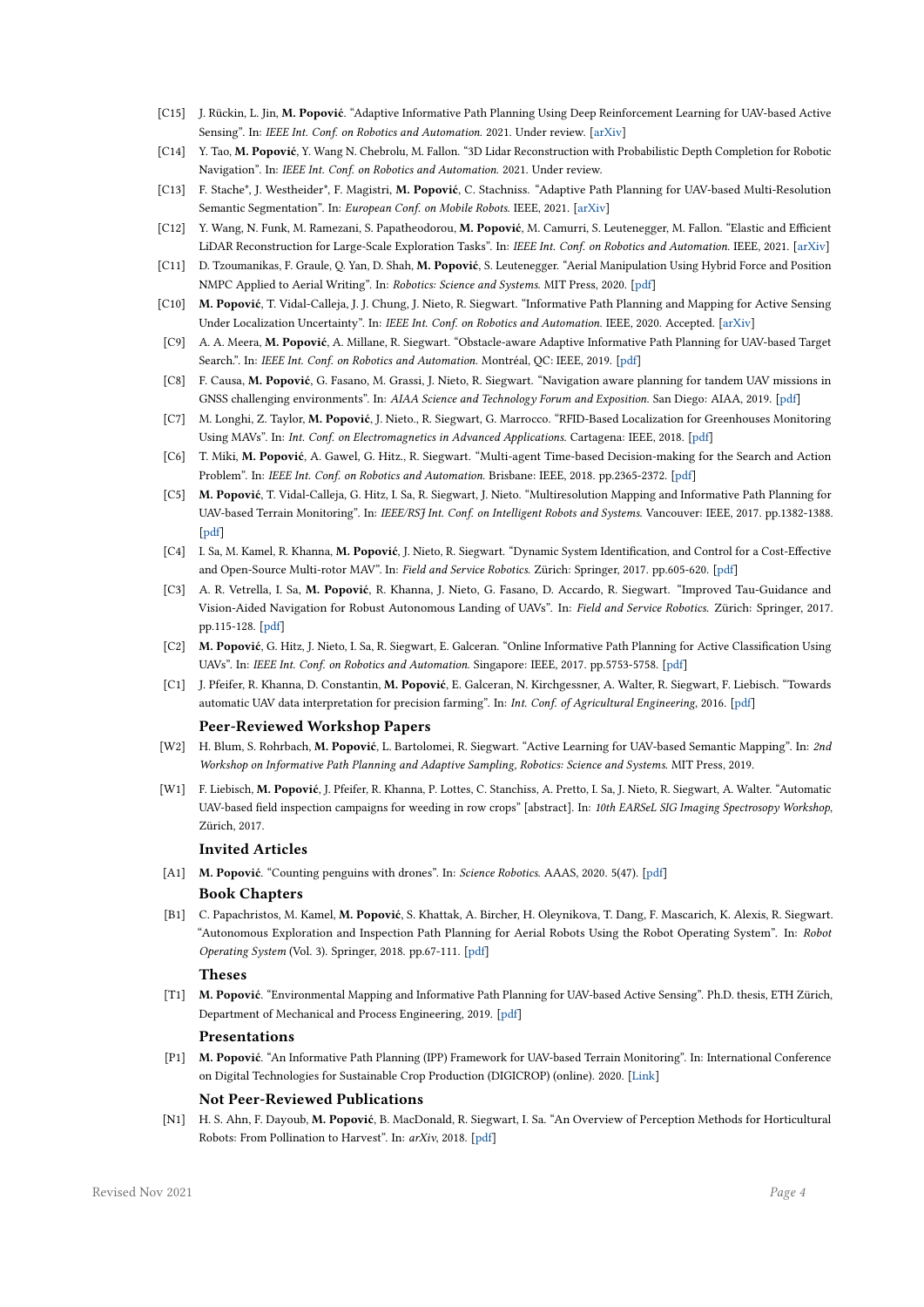[C15] J. Rückin, L. Jin, **M. Popović**. "Adaptive Informative Path Planning Using Deep Reinforcement Learning for UAV-based Active Sensing". In: *IEEE Int. Conf. on Robotics and Automation*. 2021. Under review. [arXiv]

[C14] Y. Tao, **M. Popović**, Y. Wang N. Chebrolu, M. Fallon. "3D Lidar Reconstruction with Probabilistic Depth Completion for Robotic Navigation". In: *IEEE Int. Conf. on Robotics and Automation*. 2021. Under review.

[C13] F. Stache*, J. Westheider*, F. Magistri, **M. Popović**, C. Stachniss. "Adaptive Path Planning for UAV-based Multi-Resolution Semantic Segmentation". In: *European Conf. on Mobile Robots*. IEEE, 2021. [arXiv]

[C12] Y. Wang, N. Funk, M. Ramezani, S. Papatheodorou, **M. Popović**, M. Camurri, S. Leutenegger, M. Fallon. "Elastic and Efficient LiDAR Reconstruction for Large-Scale Exploration Tasks". In: *IEEE Int. Conf. on Robotics and Automation*. IEEE, 2021. [arXiv]

[C11] D. Tzoumanikas, F. Graule, Q. Yan, D. Shah, **M. Popović**, S. Leutenegger. "Aerial Manipulation Using Hybrid Force and Position NMPC Applied to Aerial Writing". In: *Robotics: Science and Systems*. MIT Press, 2020. [pdf]

[C10] **M. Popović**, T. Vidal-Calleja, J. J. Chung, J. Nieto, R. Siegwart. "Informative Path Planning and Mapping for Active Sensing Under Localization Uncertainty". In: *IEEE Int. Conf. on Robotics and Automation*. IEEE, 2020. Accepted. [arXiv]

[C9] A. A. Meera, **M. Popović**, A. Millane, R. Siegwart. "Obstacle-aware Adaptive Informative Path Planning for UAV-based Target Search.". In: *IEEE Int. Conf. on Robotics and Automation*. Montréal, QC: IEEE, 2019. [pdf]

[C8] F. Causa, **M. Popović**, G. Fasano, M. Grassi, J. Nieto, R. Siegwart. "Navigation aware planning for tandem UAV missions in GNSS challenging environments". In: *AIAA Science and Technology Forum and Exposition*. San Diego: AIAA, 2019. [pdf]

[C7] M. Longhi, Z. Taylor, **M. Popović**, J. Nieto., R. Siegwart, G. Marrocco. "RFID-Based Localization for Greenhouses Monitoring Using MAVs". In: *Int. Conf. on Electromagnetics in Advanced Applications*. Cartagena: IEEE, 2018. [pdf]

[C6] T. Miki, **M. Popović**, A. Gawel, G. Hitz., R. Siegwart. "Multi-agent Time-based Decision-making for the Search and Action Problem". In: *IEEE Int. Conf. on Robotics and Automation*. Brisbane: IEEE, 2018. pp.2365-2372. [pdf]

[C5] **M. Popović**, T. Vidal-Calleja, G. Hitz, I. Sa, R. Siegwart, J. Nieto. "Multiresolution Mapping and Informative Path Planning for UAV-based Terrain Monitoring". In: *IEEE/RSJ Int. Conf. on Intelligent Robots and Systems*. Vancouver: IEEE, 2017. pp.1382-1388. [pdf]

[C4] I. Sa, M. Kamel, R. Khanna, **M. Popović**, J. Nieto, R. Siegwart. "Dynamic System Identification, and Control for a Cost-Effective and Open-Source Multi-rotor MAV". In: *Field and Service Robotics*. Zürich: Springer, 2017. pp.605-620. [pdf]

[C3] A. R. Vetrella, I. Sa, **M. Popović**, R. Khanna, J. Nieto, G. Fasano, D. Accardo, R. Siegwart. "Improved Tau-Guidance and Vision-Aided Navigation for Robust Autonomous Landing of UAVs". In: *Field and Service Robotics*. Zürich: Springer, 2017. pp.115-128. [pdf]

[C2] **M. Popović**, G. Hitz, J. Nieto, I. Sa, R. Siegwart, E. Galceran. "Online Informative Path Planning for Active Classification Using UAVs". In: *IEEE Int. Conf. on Robotics and Automation*. Singapore: IEEE, 2017. pp.5753-5758. [pdf]

[C1] J. Pfeifer, R. Khanna, D. Constantin, **M. Popović**, E. Galceran, N. Kirchgessner, A. Walter, R. Siegwart, F. Liebisch. "Towards automatic UAV data interpretation for precision farming". In: *Int. Conf. of Agricultural Engineering*, 2016. [pdf]

### Peer-Reviewed Workshop Papers

[W2] H. Blum, S. Rohrbach, **M. Popović**, L. Bartolomei, R. Siegwart. "Active Learning for UAV-based Semantic Mapping". In: *2nd Workshop on Informative Path Planning and Adaptive Sampling, Robotics: Science and Systems*. MIT Press, 2019.

[W1] F. Liebisch, **M. Popović**, J. Pfeifer, R. Khanna, P. Lottes, C. Stanchiss, A. Pretto, I. Sa, J. Nieto, R. Siegwart, A. Walter. "Automatic UAV-based field inspection campaigns for weeding in row crops" [abstract]. In: *10th EARSeL SIG Imaging Spectrosopy Workshop*, Zürich, 2017.

### Invited Articles

[A1] **M. Popović**. "Counting penguins with drones". In: *Science Robotics*. AAAS, 2020. 5(47). [pdf]

### Book Chapters

[B1] C. Papachristos, M. Kamel, **M. Popović**, S. Khattak, A. Bircher, H. Oleynikova, T. Dang, F. Mascarich, K. Alexis, R. Siegwart. "Autonomous Exploration and Inspection Path Planning for Aerial Robots Using the Robot Operating System". In: *Robot Operating System* (Vol. 3). Springer, 2018. pp.67-111. [pdf]

### Theses

[T1] **M. Popović**. "Environmental Mapping and Informative Path Planning for UAV-based Active Sensing". Ph.D. thesis, ETH Zürich, Department of Mechanical and Process Engineering, 2019. [pdf]

### Presentations

[P1] **M. Popović**. "An Informative Path Planning (IPP) Framework for UAV-based Terrain Monitoring". In: International Conference on Digital Technologies for Sustainable Crop Production (DIGICROP) (online). 2020. [Link]

### Not Peer-Reviewed Publications

[N1] H. S. Ahn, F. Dayoub, **M. Popović**, B. MacDonald, R. Siegwart, I. Sa. "An Overview of Perception Methods for Horticultural Robots: From Pollination to Harvest". In: *arXiv*, 2018. [pdf]

Revised Nov 2021